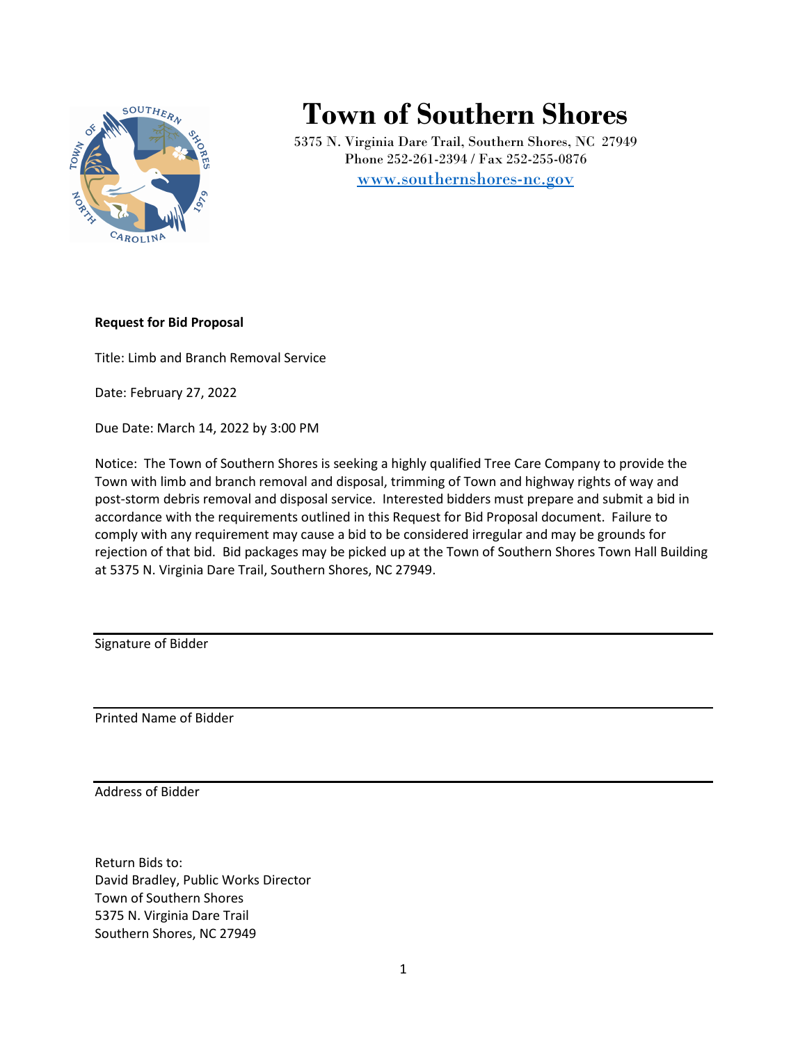# Town of Southern Shores

5375 N. Virginia Dare Trail, Southern Shores, NC 27949
Phone 252-261-2394 / Fax 252-255-0876
www.southernshores-nc.gov

**Request for Bid Proposal**

Title: Limb and Branch Removal Service

Date: February 27, 2022

Due Date: March 14, 2022 by 3:00 PM

Notice: The Town of Southern Shores is seeking a highly qualified Tree Care Company to provide the Town with limb and branch removal and disposal, trimming of Town and highway rights of way and post-storm debris removal and disposal service. Interested bidders must prepare and submit a bid in accordance with the requirements outlined in this Request for Bid Proposal document. Failure to comply with any requirement may cause a bid to be considered irregular and may be grounds for rejection of that bid. Bid packages may be picked up at the Town of Southern Shores Town Hall Building at 5375 N. Virginia Dare Trail, Southern Shores, NC 27949.

---

Signature of Bidder

---

Printed Name of Bidder

---

Address of Bidder

Return Bids to:
David Bradley, Public Works Director
Town of Southern Shores
5375 N. Virginia Dare Trail
Southern Shores, NC 27949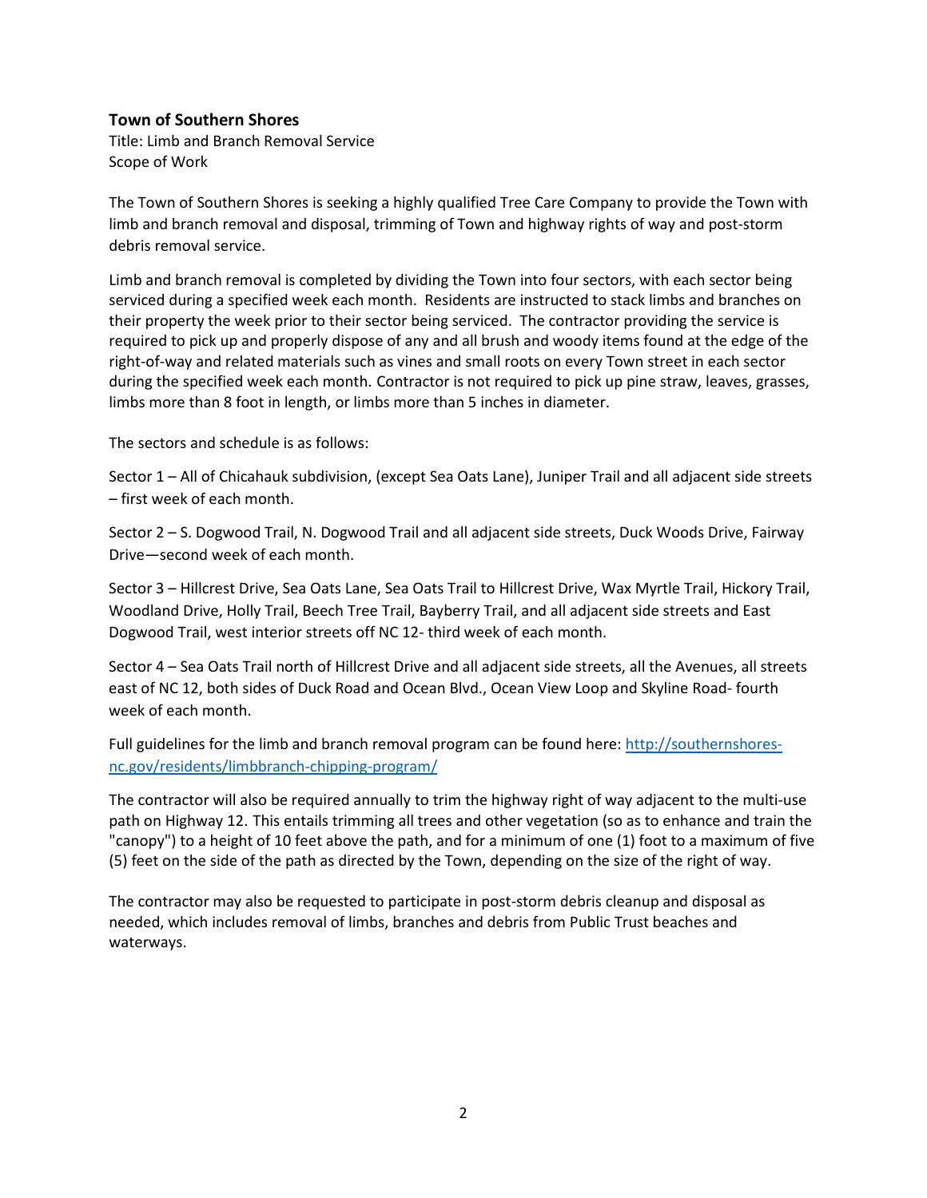**Town of Southern Shores**

Title: Limb and Branch Removal Service

Scope of Work

The Town of Southern Shores is seeking a highly qualified Tree Care Company to provide the Town with limb and branch removal and disposal, trimming of Town and highway rights of way and post-storm debris removal service.

Limb and branch removal is completed by dividing the Town into four sectors, with each sector being serviced during a specified week each month. Residents are instructed to stack limbs and branches on their property the week prior to their sector being serviced. The contractor providing the service is required to pick up and properly dispose of any and all brush and woody items found at the edge of the right-of-way and related materials such as vines and small roots on every Town street in each sector during the specified week each month. Contractor is not required to pick up pine straw, leaves, grasses, limbs more than 8 foot in length, or limbs more than 5 inches in diameter.

The sectors and schedule is as follows:

Sector 1 – All of Chicahauk subdivision, (except Sea Oats Lane), Juniper Trail and all adjacent side streets – first week of each month.

Sector 2 – S. Dogwood Trail, N. Dogwood Trail and all adjacent side streets, Duck Woods Drive, Fairway Drive—second week of each month.

Sector 3 – Hillcrest Drive, Sea Oats Lane, Sea Oats Trail to Hillcrest Drive, Wax Myrtle Trail, Hickory Trail, Woodland Drive, Holly Trail, Beech Tree Trail, Bayberry Trail, and all adjacent side streets and East Dogwood Trail, west interior streets off NC 12- third week of each month.

Sector 4 – Sea Oats Trail north of Hillcrest Drive and all adjacent side streets, all the Avenues, all streets east of NC 12, both sides of Duck Road and Ocean Blvd., Ocean View Loop and Skyline Road- fourth week of each month.

Full guidelines for the limb and branch removal program can be found here: [http://southernshores-nc.gov/residents/limbbranch-chipping-program/](http://southernshores-nc.gov/residents/limbbranch-chipping-program/)

The contractor will also be required annually to trim the highway right of way adjacent to the multi-use path on Highway 12. This entails trimming all trees and other vegetation (so as to enhance and train the "canopy") to a height of 10 feet above the path, and for a minimum of one (1) foot to a maximum of five (5) feet on the side of the path as directed by the Town, depending on the size of the right of way.

The contractor may also be requested to participate in post-storm debris cleanup and disposal as needed, which includes removal of limbs, branches and debris from Public Trust beaches and waterways.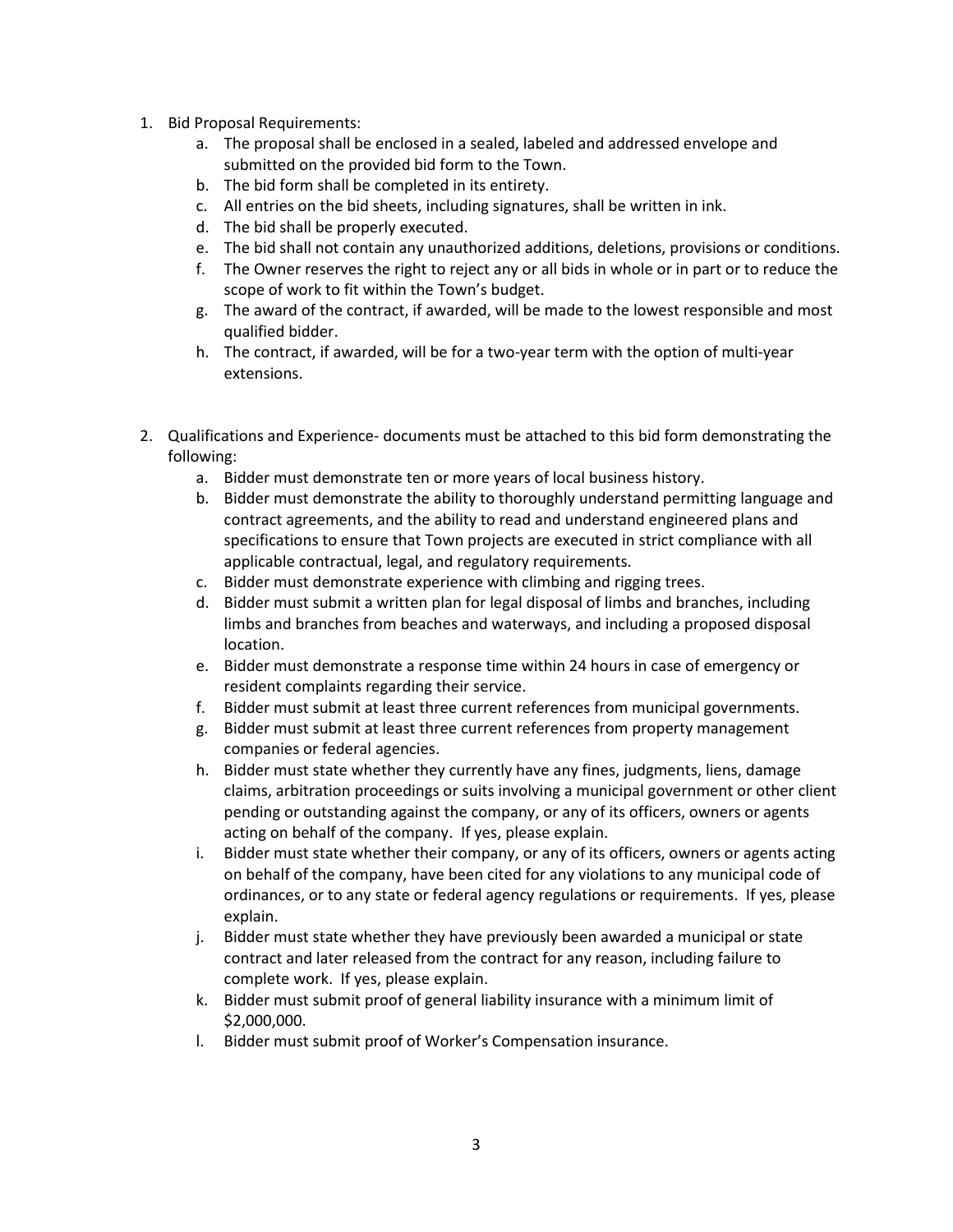1. Bid Proposal Requirements:
    a. The proposal shall be enclosed in a sealed, labeled and addressed envelope and submitted on the provided bid form to the Town.
    b. The bid form shall be completed in its entirety.
    c. All entries on the bid sheets, including signatures, shall be written in ink.
    d. The bid shall be properly executed.
    e. The bid shall not contain any unauthorized additions, deletions, provisions or conditions.
    f. The Owner reserves the right to reject any or all bids in whole or in part or to reduce the scope of work to fit within the Town's budget.
    g. The award of the contract, if awarded, will be made to the lowest responsible and most qualified bidder.
    h. The contract, if awarded, will be for a two-year term with the option of multi-year extensions.

2. Qualifications and Experience- documents must be attached to this bid form demonstrating the following:
    a. Bidder must demonstrate ten or more years of local business history.
    b. Bidder must demonstrate the ability to thoroughly understand permitting language and contract agreements, and the ability to read and understand engineered plans and specifications to ensure that Town projects are executed in strict compliance with all applicable contractual, legal, and regulatory requirements.
    c. Bidder must demonstrate experience with climbing and rigging trees.
    d. Bidder must submit a written plan for legal disposal of limbs and branches, including limbs and branches from beaches and waterways, and including a proposed disposal location.
    e. Bidder must demonstrate a response time within 24 hours in case of emergency or resident complaints regarding their service.
    f. Bidder must submit at least three current references from municipal governments.
    g. Bidder must submit at least three current references from property management companies or federal agencies.
    h. Bidder must state whether they currently have any fines, judgments, liens, damage claims, arbitration proceedings or suits involving a municipal government or other client pending or outstanding against the company, or any of its officers, owners or agents acting on behalf of the company. If yes, please explain.
    i. Bidder must state whether their company, or any of its officers, owners or agents acting on behalf of the company, have been cited for any violations to any municipal code of ordinances, or to any state or federal agency regulations or requirements. If yes, please explain.
    j. Bidder must state whether they have previously been awarded a municipal or state contract and later released from the contract for any reason, including failure to complete work. If yes, please explain.
    k. Bidder must submit proof of general liability insurance with a minimum limit of $2,000,000.
    l. Bidder must submit proof of Worker's Compensation insurance.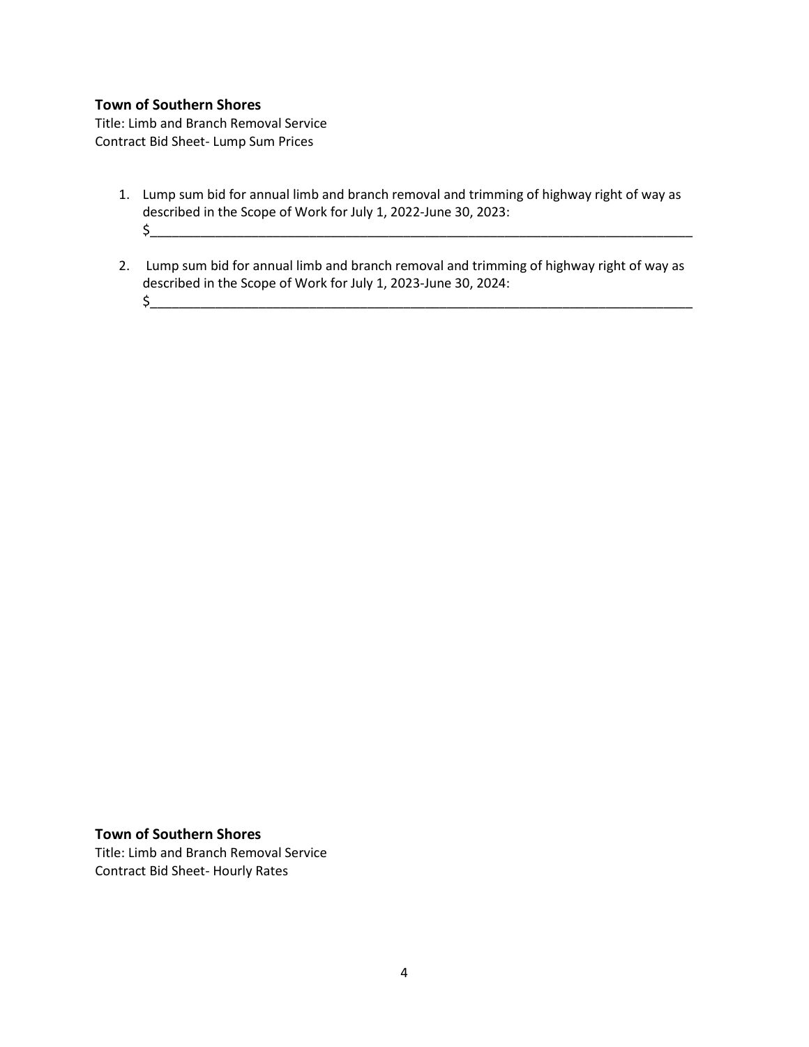**Town of Southern Shores**

Title: Limb and Branch Removal Service
Contract Bid Sheet- Lump Sum Prices

1. Lump sum bid for annual limb and branch removal and trimming of highway right of way as described in the Scope of Work for July 1, 2022-June 30, 2023:
   $_____________________________________________________________________________

2. Lump sum bid for annual limb and branch removal and trimming of highway right of way as described in the Scope of Work for July 1, 2023-June 30, 2024:
   $_____________________________________________________________________________

**Town of Southern Shores**

Title: Limb and Branch Removal Service
Contract Bid Sheet- Hourly Rates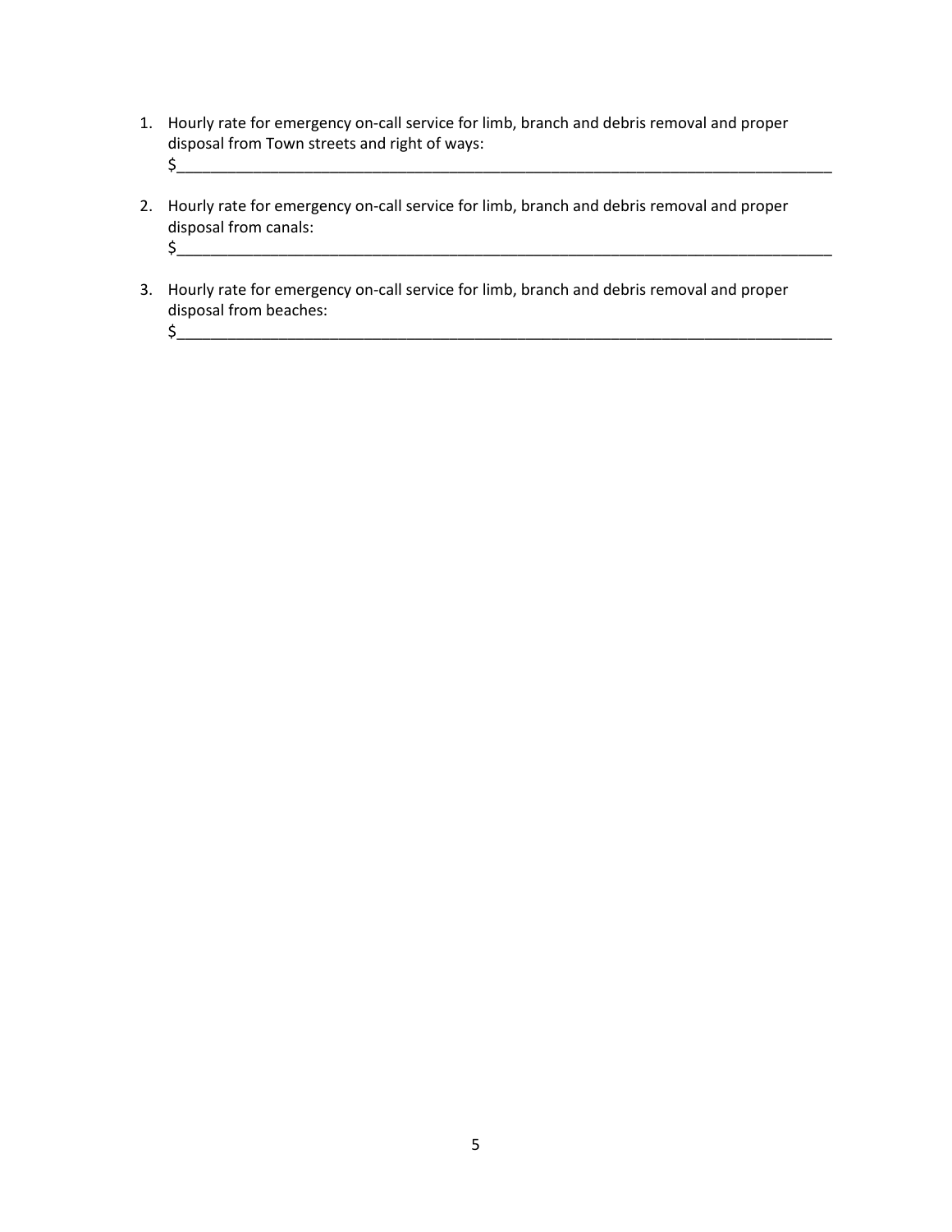1. Hourly rate for emergency on-call service for limb, branch and debris removal and proper disposal from Town streets and right of ways:
   $______________________________________________________________________________

2. Hourly rate for emergency on-call service for limb, branch and debris removal and proper disposal from canals:
   $______________________________________________________________________________

3. Hourly rate for emergency on-call service for limb, branch and debris removal and proper disposal from beaches:
   $______________________________________________________________________________